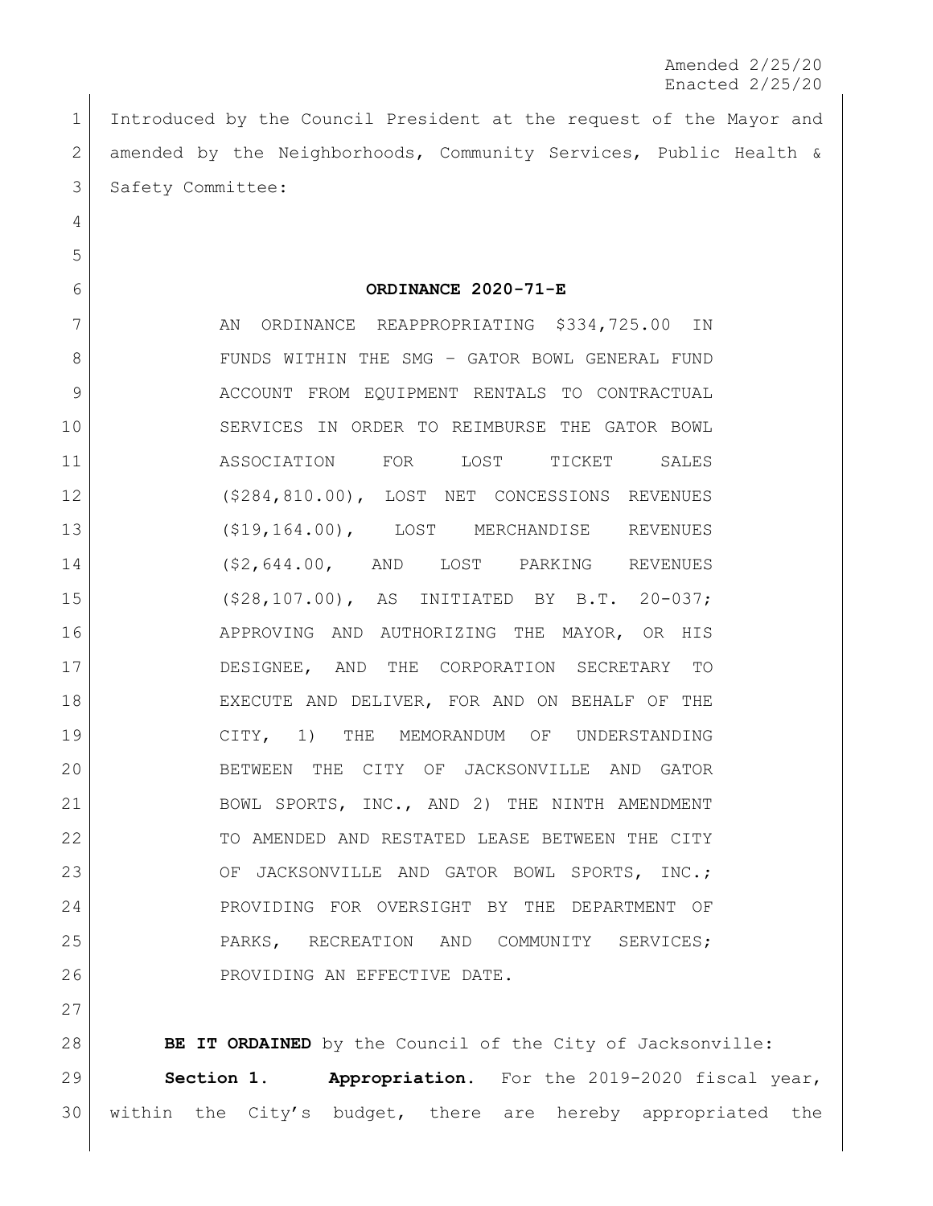Amended 2/25/20
Enacted 2/25/20

Introduced by the Council President at the request of the Mayor and amended by the Neighborhoods, Community Services, Public Health & Safety Committee:

**ORDINANCE 2020-71-E**

AN ORDINANCE REAPPROPRIATING $334,725.00 IN FUNDS WITHIN THE SMG – GATOR BOWL GENERAL FUND ACCOUNT FROM EQUIPMENT RENTALS TO CONTRACTUAL SERVICES IN ORDER TO REIMBURSE THE GATOR BOWL ASSOCIATION FOR LOST TICKET SALES ($284,810.00), LOST NET CONCESSIONS REVENUES ($19,164.00), LOST MERCHANDISE REVENUES ($2,644.00, AND LOST PARKING REVENUES ($28,107.00), AS INITIATED BY B.T. 20-037; APPROVING AND AUTHORIZING THE MAYOR, OR HIS DESIGNEE, AND THE CORPORATION SECRETARY TO EXECUTE AND DELIVER, FOR AND ON BEHALF OF THE CITY, 1) THE MEMORANDUM OF UNDERSTANDING BETWEEN THE CITY OF JACKSONVILLE AND GATOR BOWL SPORTS, INC., AND 2) THE NINTH AMENDMENT TO AMENDED AND RESTATED LEASE BETWEEN THE CITY OF JACKSONVILLE AND GATOR BOWL SPORTS, INC.; PROVIDING FOR OVERSIGHT BY THE DEPARTMENT OF PARKS, RECREATION AND COMMUNITY SERVICES; PROVIDING AN EFFECTIVE DATE.

**BE IT ORDAINED** by the Council of the City of Jacksonville:

**Section 1. Appropriation.** For the 2019-2020 fiscal year, within the City's budget, there are hereby appropriated the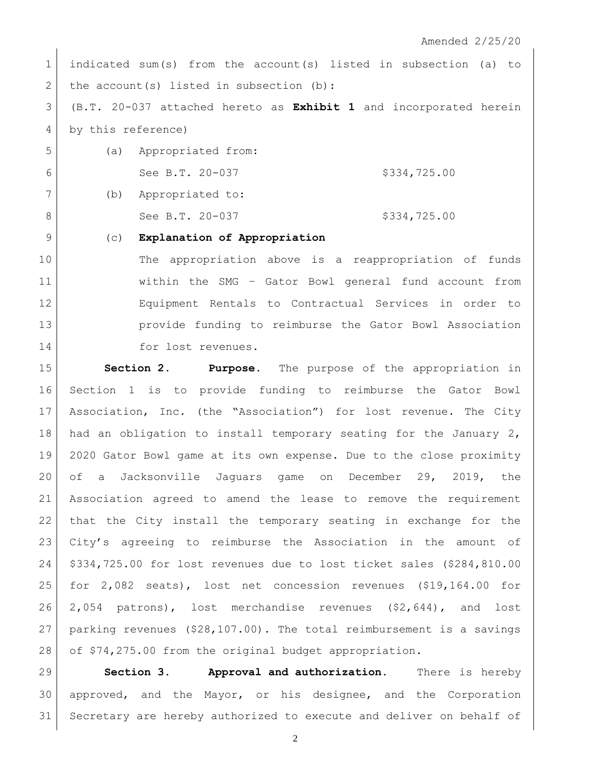indicated sum(s) from the account(s) listed in subsection (a) to the account(s) listed in subsection (b):

(B.T. 20-037 attached hereto as **Exhibit 1** and incorporated herein by this reference)

(a) Appropriated from:

See B.T. 20-037 $334,725.00

(b) Appropriated to:

See B.T. 20-037 $334,725.00

(c) **Explanation of Appropriation**

The appropriation above is a reappropriation of funds within the SMG – Gator Bowl general fund account from Equipment Rentals to Contractual Services in order to provide funding to reimburse the Gator Bowl Association for lost revenues.

**Section 2. Purpose.** The purpose of the appropriation in Section 1 is to provide funding to reimburse the Gator Bowl Association, Inc. (the "Association") for lost revenue. The City had an obligation to install temporary seating for the January 2, 2020 Gator Bowl game at its own expense. Due to the close proximity of a Jacksonville Jaguars game on December 29, 2019, the Association agreed to amend the lease to remove the requirement that the City install the temporary seating in exchange for the City's agreeing to reimburse the Association in the amount of $334,725.00 for lost revenues due to lost ticket sales ($284,810.00 for 2,082 seats), lost net concession revenues ($19,164.00 for 2,054 patrons), lost merchandise revenues ($2,644), and lost parking revenues ($28,107.00). The total reimbursement is a savings of $74,275.00 from the original budget appropriation.

**Section 3. Approval and authorization.** There is hereby approved, and the Mayor, or his designee, and the Corporation Secretary are hereby authorized to execute and deliver on behalf of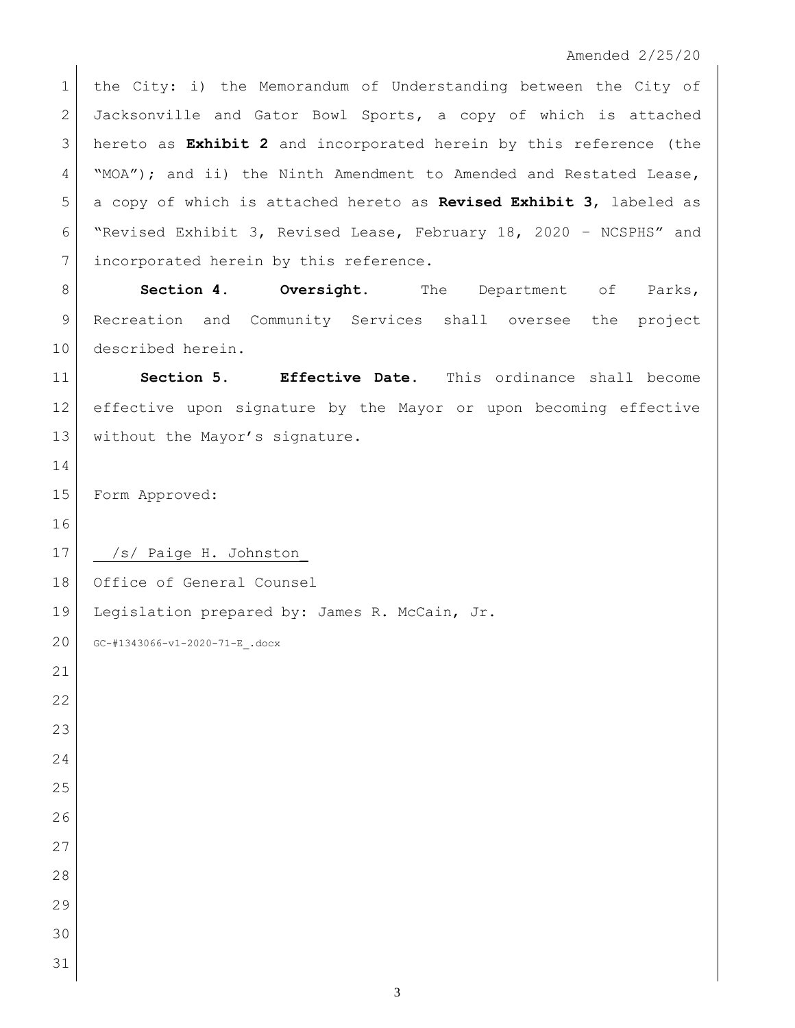the City: i) the Memorandum of Understanding between the City of Jacksonville and Gator Bowl Sports, a copy of which is attached hereto as **Exhibit 2** and incorporated herein by this reference (the "MOA"); and ii) the Ninth Amendment to Amended and Restated Lease, a copy of which is attached hereto as **Revised Exhibit 3**, labeled as "Revised Exhibit 3, Revised Lease, February 18, 2020 – NCSPHS" and incorporated herein by this reference.

**Section 4. Oversight.** The Department of Parks, Recreation and Community Services shall oversee the project described herein.

**Section 5. Effective Date.** This ordinance shall become effective upon signature by the Mayor or upon becoming effective without the Mayor's signature.

Form Approved:

/s/ Paige H. Johnston

Office of General Counsel

Legislation prepared by: James R. McCain, Jr.

GC-#1343066-v1-2020-71-E_.docx